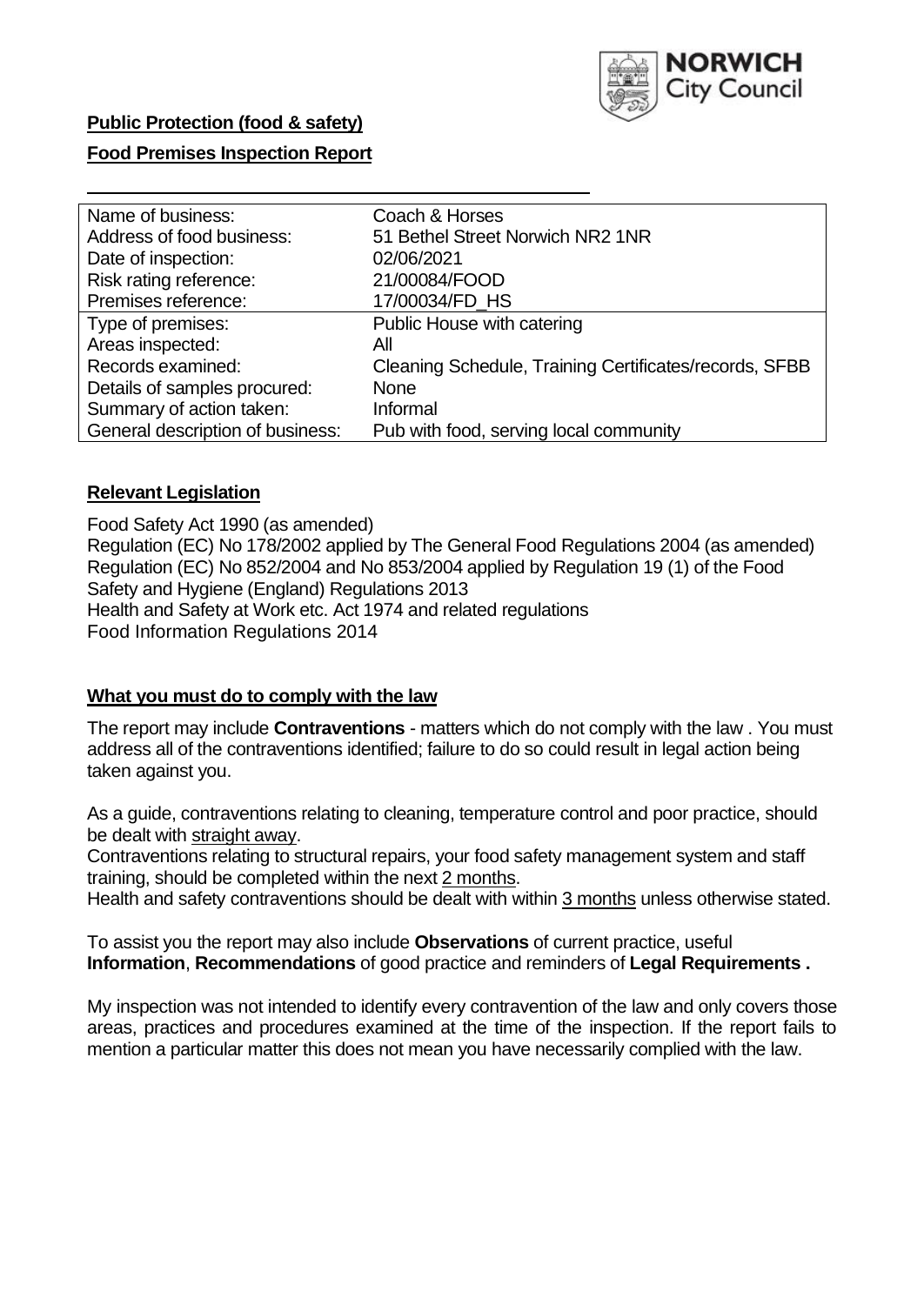**Public Protection (food & safety)**

**Food Premises Inspection Report**

| Name of business: | Coach & Horses |
|---|---|
| Address of food business: | 51 Bethel Street Norwich NR2 1NR |
| Date of inspection: | 02/06/2021 |
| Risk rating reference: | 21/00084/FOOD |
| Premises reference: | 17/00034/FD_HS |
| Type of premises: | Public House with catering |
| Areas inspected: | All |
| Records examined: | Cleaning Schedule, Training Certificates/records, SFBB |
| Details of samples procured: | None |
| Summary of action taken: | Informal |
| General description of business: | Pub with food, serving local community |

**Relevant Legislation**

Food Safety Act 1990 (as amended)
Regulation (EC) No 178/2002 applied by The General Food Regulations 2004 (as amended)
Regulation (EC) No 852/2004 and No 853/2004 applied by Regulation 19 (1) of the Food Safety and Hygiene (England) Regulations 2013
Health and Safety at Work etc. Act 1974 and related regulations
Food Information Regulations 2014

**What you must do to comply with the law**

The report may include **Contraventions** - matters which do not comply with the law . You must address all of the contraventions identified; failure to do so could result in legal action being taken against you.

As a guide, contraventions relating to cleaning, temperature control and poor practice, should be dealt with straight away.
Contraventions relating to structural repairs, your food safety management system and staff training, should be completed within the next 2 months.
Health and safety contraventions should be dealt with within 3 months unless otherwise stated.

To assist you the report may also include **Observations** of current practice, useful **Information**, **Recommendations** of good practice and reminders of **Legal Requirements .**

My inspection was not intended to identify every contravention of the law and only covers those areas, practices and procedures examined at the time of the inspection. If the report fails to mention a particular matter this does not mean you have necessarily complied with the law.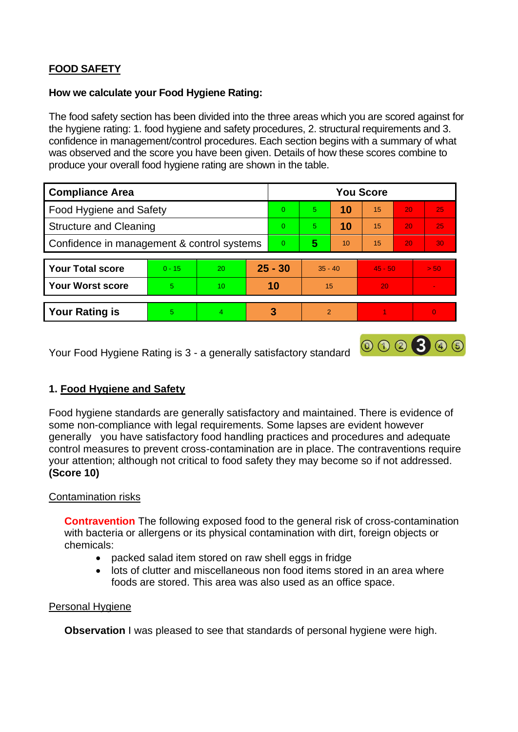**FOOD SAFETY**

**How we calculate your Food Hygiene Rating:**

The food safety section has been divided into the three areas which you are scored against for the hygiene rating: 1. food hygiene and safety procedures, 2. structural requirements and 3. confidence in management/control procedures. Each section begins with a summary of what was observed and the score you have been given. Details of how these scores combine to produce your overall food hygiene rating are shown in the table.

| Compliance Area | You Score | | | | | |
|---|---|---|---|---|---|---|
| Food Hygiene and Safety | 0 | 5 | **10** | 15 | 20 | 25 |
| Structure and Cleaning | 0 | 5 | **10** | 15 | 20 | 25 |
| Confidence in management & control systems | 0 | **5** | 10 | 15 | 20 | 30 |

| | | | | | | |
|---|---|---|---|---|---|---|
| **Your Total score** | 0 - 15 | 20 | **25 - 30** | 35 - 40 | 45 - 50 | > 50 |
| **Your Worst score** | 5 | 10 | **10** | 15 | 20 | - |

| | | | | | | |
|---|---|---|---|---|---|---|
| **Your Rating is** | 5 | 4 | **3** | 2 | 1 | 0 |

Your Food Hygiene Rating is 3 - a generally satisfactory standard

## 1. Food Hygiene and Safety

Food hygiene standards are generally satisfactory and maintained. There is evidence of some non-compliance with legal requirements. Some lapses are evident however generally you have satisfactory food handling practices and procedures and adequate control measures to prevent cross-contamination are in place. The contraventions require your attention; although not critical to food safety they may become so if not addressed. **(Score 10)**

Contamination risks

**Contravention** The following exposed food to the general risk of cross-contamination with bacteria or allergens or its physical contamination with dirt, foreign objects or chemicals:

- packed salad item stored on raw shell eggs in fridge
- lots of clutter and miscellaneous non food items stored in an area where foods are stored. This area was also used as an office space.

Personal Hygiene

**Observation** I was pleased to see that standards of personal hygiene were high.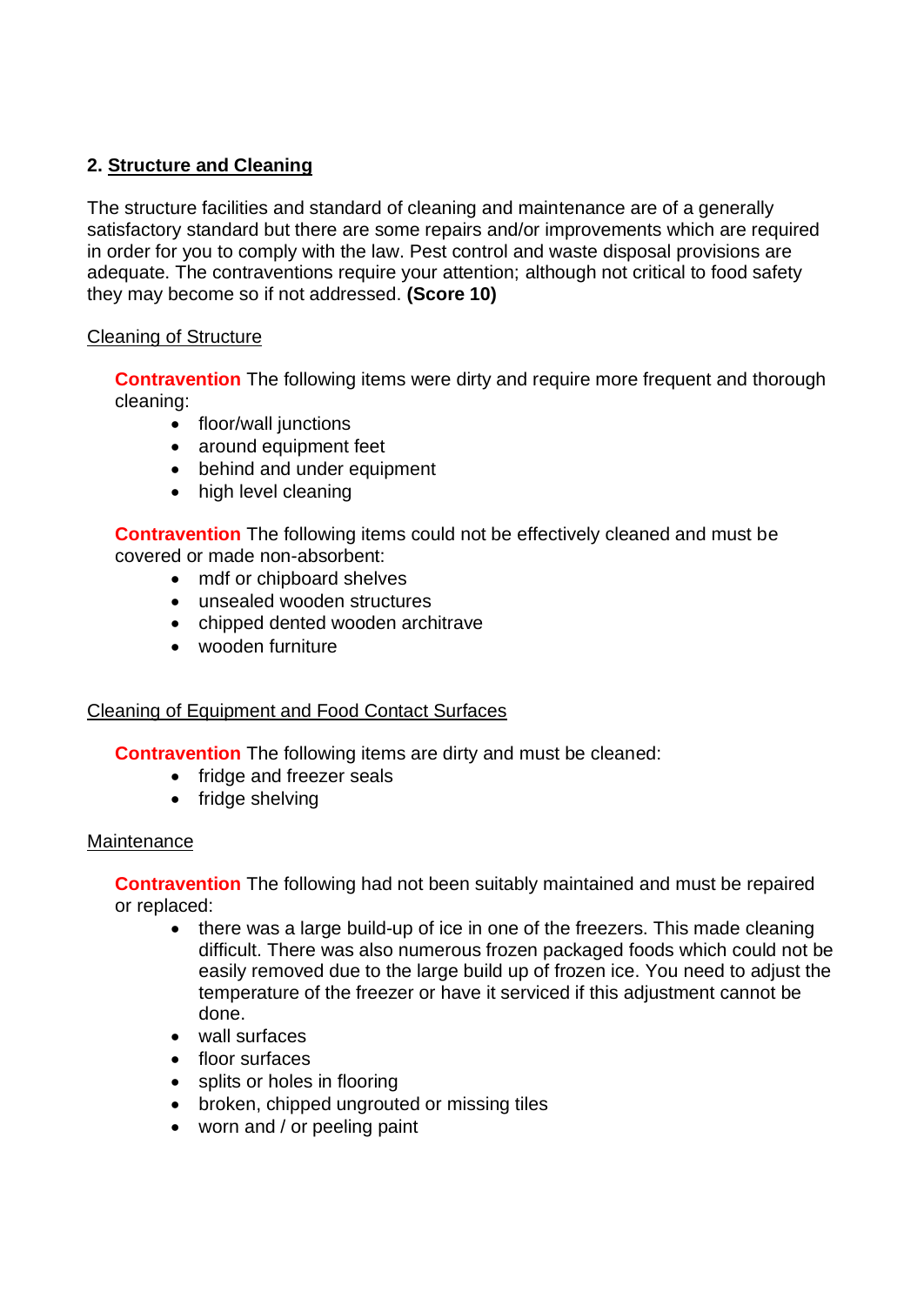## 2. Structure and Cleaning

The structure facilities and standard of cleaning and maintenance are of a generally satisfactory standard but there are some repairs and/or improvements which are required in order for you to comply with the law. Pest control and waste disposal provisions are adequate. The contraventions require your attention; although not critical to food safety they may become so if not addressed. **(Score 10)**

### Cleaning of Structure

**Contravention** The following items were dirty and require more frequent and thorough cleaning:

- floor/wall junctions
- around equipment feet
- behind and under equipment
- high level cleaning

**Contravention** The following items could not be effectively cleaned and must be covered or made non-absorbent:

- mdf or chipboard shelves
- unsealed wooden structures
- chipped dented wooden architrave
- wooden furniture

### Cleaning of Equipment and Food Contact Surfaces

**Contravention** The following items are dirty and must be cleaned:

- fridge and freezer seals
- fridge shelving

### Maintenance

**Contravention** The following had not been suitably maintained and must be repaired or replaced:

- there was a large build-up of ice in one of the freezers. This made cleaning difficult. There was also numerous frozen packaged foods which could not be easily removed due to the large build up of frozen ice. You need to adjust the temperature of the freezer or have it serviced if this adjustment cannot be done.
- wall surfaces
- floor surfaces
- splits or holes in flooring
- broken, chipped ungrouted or missing tiles
- worn and / or peeling paint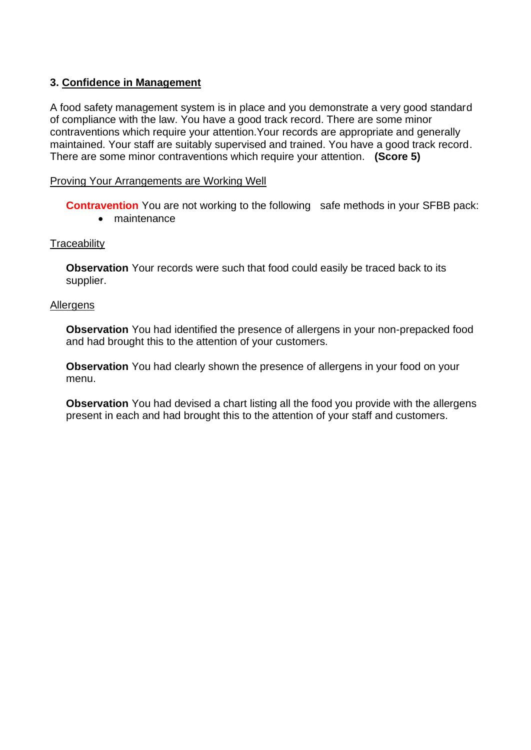## 3. Confidence in Management

A food safety management system is in place and you demonstrate a very good standard of compliance with the law. You have a good track record. There are some minor contraventions which require your attention.Your records are appropriate and generally maintained. Your staff are suitably supervised and trained. You have a good track record. There are some minor contraventions which require your attention. **(Score 5)**

Proving Your Arrangements are Working Well

**Contravention** You are not working to the following safe methods in your SFBB pack:

- maintenance

Traceability

**Observation** Your records were such that food could easily be traced back to its supplier.

Allergens

**Observation** You had identified the presence of allergens in your non-prepacked food and had brought this to the attention of your customers.

**Observation** You had clearly shown the presence of allergens in your food on your menu.

**Observation** You had devised a chart listing all the food you provide with the allergens present in each and had brought this to the attention of your staff and customers.